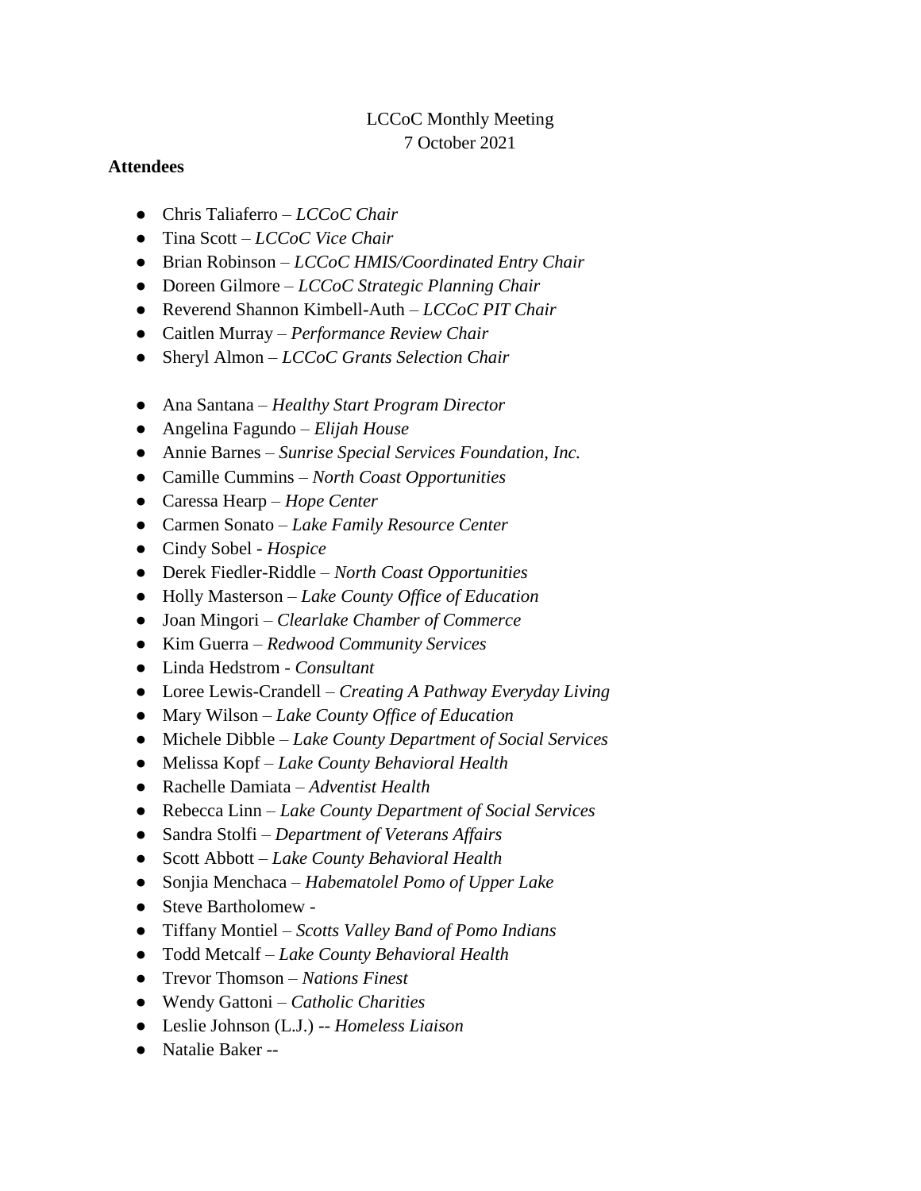LCCoC Monthly Meeting
7 October 2021

**Attendees**

- Chris Taliaferro – *LCCoC Chair*
- Tina Scott – *LCCoC Vice Chair*
- Brian Robinson – *LCCoC HMIS/Coordinated Entry Chair*
- Doreen Gilmore – *LCCoC Strategic Planning Chair*
- Reverend Shannon Kimbell-Auth – *LCCoC PIT Chair*
- Caitlen Murray – *Performance Review Chair*
- Sheryl Almon – *LCCoC Grants Selection Chair*

- Ana Santana – *Healthy Start Program Director*
- Angelina Fagundo – *Elijah House*
- Annie Barnes – *Sunrise Special Services Foundation, Inc.*
- Camille Cummins – *North Coast Opportunities*
- Caressa Hearp – *Hope Center*
- Carmen Sonato – *Lake Family Resource Center*
- Cindy Sobel - *Hospice*
- Derek Fiedler-Riddle – *North Coast Opportunities*
- Holly Masterson – *Lake County Office of Education*
- Joan Mingori – *Clearlake Chamber of Commerce*
- Kim Guerra – *Redwood Community Services*
- Linda Hedstrom - *Consultant*
- Loree Lewis-Crandell – *Creating A Pathway Everyday Living*
- Mary Wilson – *Lake County Office of Education*
- Michele Dibble – *Lake County Department of Social Services*
- Melissa Kopf – *Lake County Behavioral Health*
- Rachelle Damiata – *Adventist Health*
- Rebecca Linn – *Lake County Department of Social Services*
- Sandra Stolfi – *Department of Veterans Affairs*
- Scott Abbott – *Lake County Behavioral Health*
- Sonjia Menchaca – *Habematolel Pomo of Upper Lake*
- Steve Bartholomew -
- Tiffany Montiel – *Scotts Valley Band of Pomo Indians*
- Todd Metcalf – *Lake County Behavioral Health*
- Trevor Thomson – *Nations Finest*
- Wendy Gattoni – *Catholic Charities*
- Leslie Johnson (L.J.) -- *Homeless Liaison*
- Natalie Baker --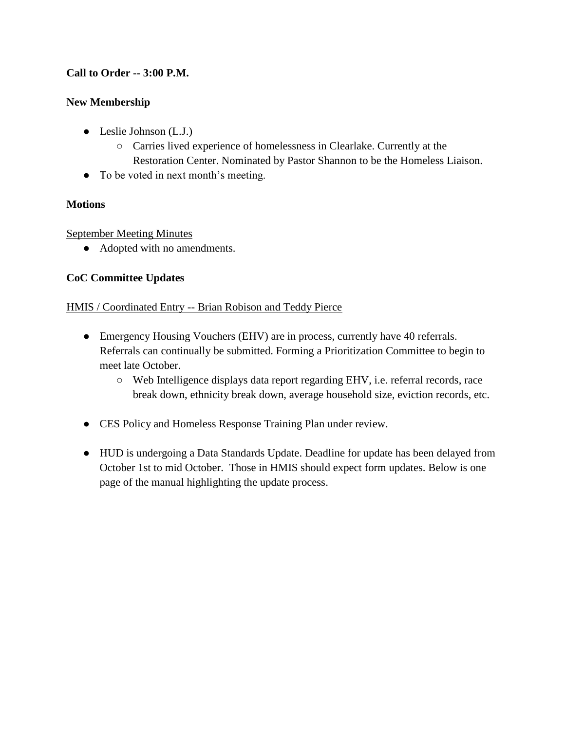**Call to Order -- 3:00 P.M.**

**New Membership**

- Leslie Johnson (L.J.)
    - Carries lived experience of homelessness in Clearlake. Currently at the Restoration Center. Nominated by Pastor Shannon to be the Homeless Liaison.
- To be voted in next month's meeting.

**Motions**

<u>September Meeting Minutes</u>

- Adopted with no amendments.

**CoC Committee Updates**

<u>HMIS / Coordinated Entry -- Brian Robison and Teddy Pierce</u>

- Emergency Housing Vouchers (EHV) are in process, currently have 40 referrals. Referrals can continually be submitted. Forming a Prioritization Committee to begin to meet late October.
    - Web Intelligence displays data report regarding EHV, i.e. referral records, race break down, ethnicity break down, average household size, eviction records, etc.

- CES Policy and Homeless Response Training Plan under review.

- HUD is undergoing a Data Standards Update. Deadline for update has been delayed from October 1st to mid October. Those in HMIS should expect form updates. Below is one page of the manual highlighting the update process.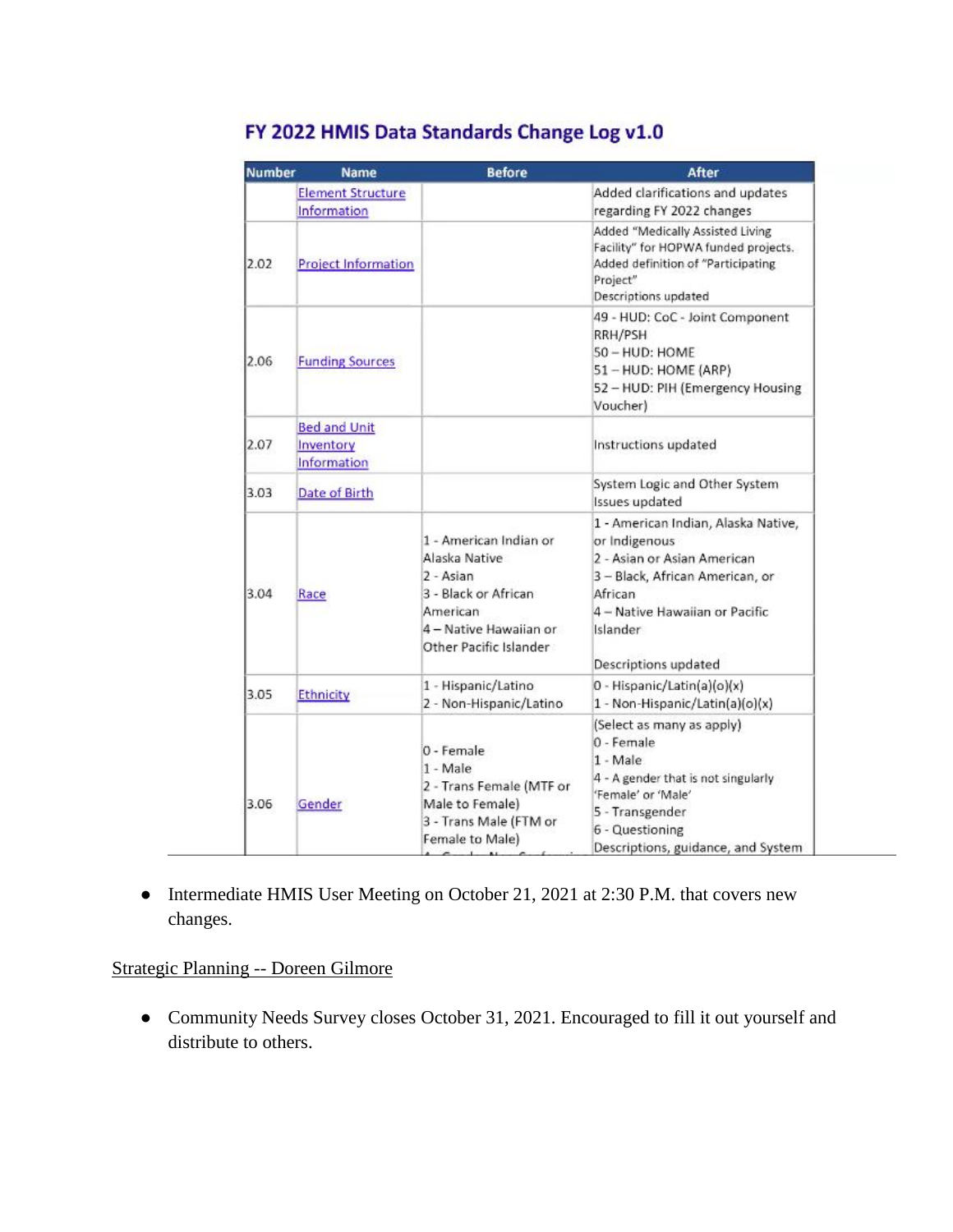## FY 2022 HMIS Data Standards Change Log v1.0

| Number | Name | Before | After |
|---|---|---|---|
| | Element Structure Information | | Added clarifications and updates regarding FY 2022 changes |
| 2.02 | Project Information | | Added "Medically Assisted Living Facility" for HOPWA funded projects. Added definition of "Participating Project" Descriptions updated |
| 2.06 | Funding Sources | | 49 - HUD: CoC - Joint Component RRH/PSH 50 – HUD: HOME 51 – HUD: HOME (ARP) 52 – HUD: PIH (Emergency Housing Voucher) |
| 2.07 | Bed and Unit Inventory Information | | Instructions updated |
| 3.03 | Date of Birth | | System Logic and Other System Issues updated |
| 3.04 | Race | 1 - American Indian or Alaska Native 2 - Asian 3 - Black or African American 4 – Native Hawaiian or Other Pacific Islander | 1 - American Indian, Alaska Native, or Indigenous 2 - Asian or Asian American 3 – Black, African American, or African 4 – Native Hawaiian or Pacific Islander Descriptions updated |
| 3.05 | Ethnicity | 1 - Hispanic/Latino 2 - Non-Hispanic/Latino | 0 - Hispanic/Latin(a)(o)(x) 1 - Non-Hispanic/Latin(a)(o)(x) |
| 3.06 | Gender | 0 - Female 1 - Male 2 - Trans Female (MTF or Male to Female) 3 - Trans Male (FTM or Female to Male) | (Select as many as apply) 0 - Female 1 - Male 4 - A gender that is not singularly 'Female' or 'Male' 5 - Transgender 6 - Questioning Descriptions, guidance, and System |

- Intermediate HMIS User Meeting on October 21, 2021 at 2:30 P.M. that covers new changes.

Strategic Planning -- Doreen Gilmore

- Community Needs Survey closes October 31, 2021. Encouraged to fill it out yourself and distribute to others.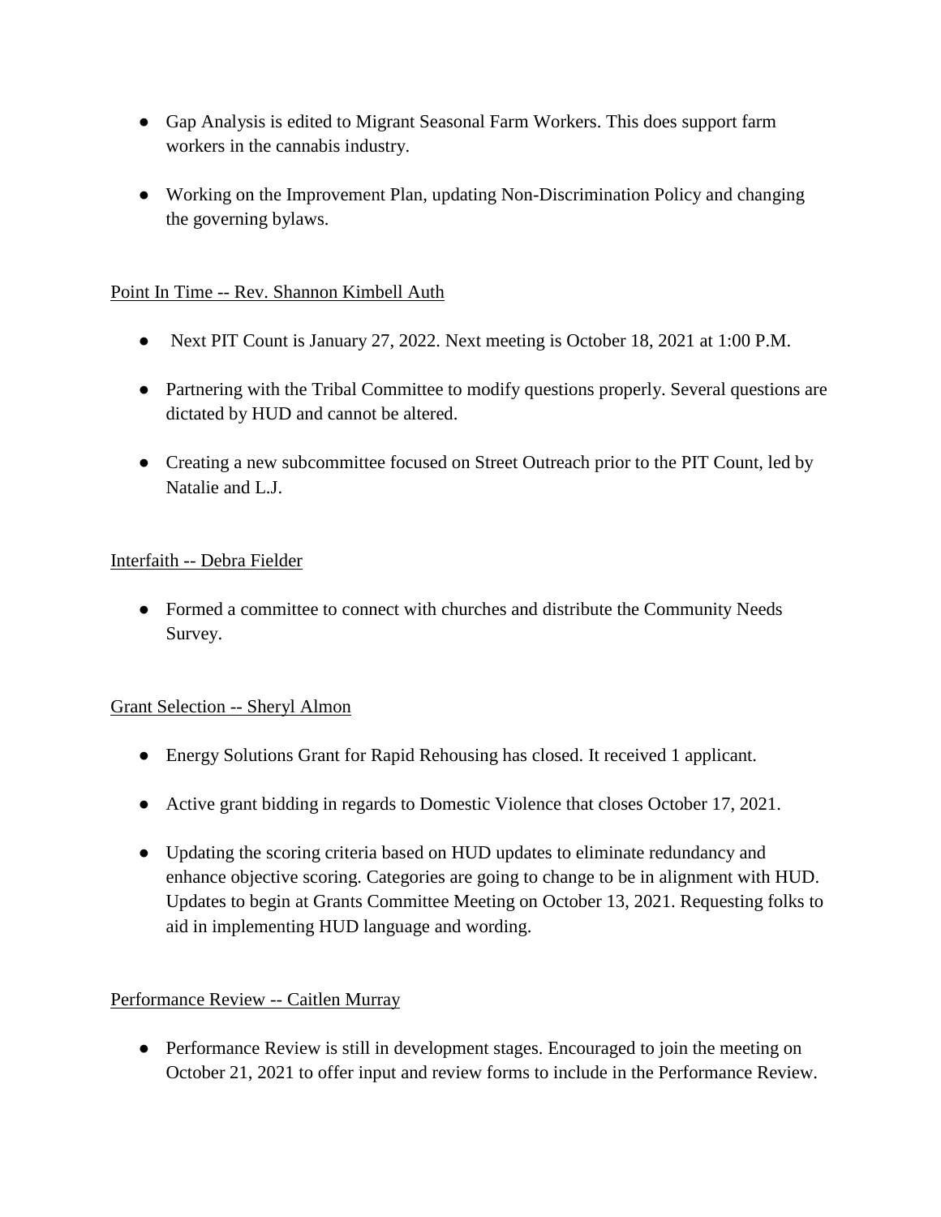- Gap Analysis is edited to Migrant Seasonal Farm Workers. This does support farm workers in the cannabis industry.

- Working on the Improvement Plan, updating Non-Discrimination Policy and changing the governing bylaws.

<u>Point In Time -- Rev. Shannon Kimbell Auth</u>

- Next PIT Count is January 27, 2022. Next meeting is October 18, 2021 at 1:00 P.M.

- Partnering with the Tribal Committee to modify questions properly. Several questions are dictated by HUD and cannot be altered.

- Creating a new subcommittee focused on Street Outreach prior to the PIT Count, led by Natalie and L.J.

<u>Interfaith -- Debra Fielder</u>

- Formed a committee to connect with churches and distribute the Community Needs Survey.

<u>Grant Selection -- Sheryl Almon</u>

- Energy Solutions Grant for Rapid Rehousing has closed. It received 1 applicant.

- Active grant bidding in regards to Domestic Violence that closes October 17, 2021.

- Updating the scoring criteria based on HUD updates to eliminate redundancy and enhance objective scoring. Categories are going to change to be in alignment with HUD. Updates to begin at Grants Committee Meeting on October 13, 2021. Requesting folks to aid in implementing HUD language and wording.

<u>Performance Review -- Caitlen Murray</u>

- Performance Review is still in development stages. Encouraged to join the meeting on October 21, 2021 to offer input and review forms to include in the Performance Review.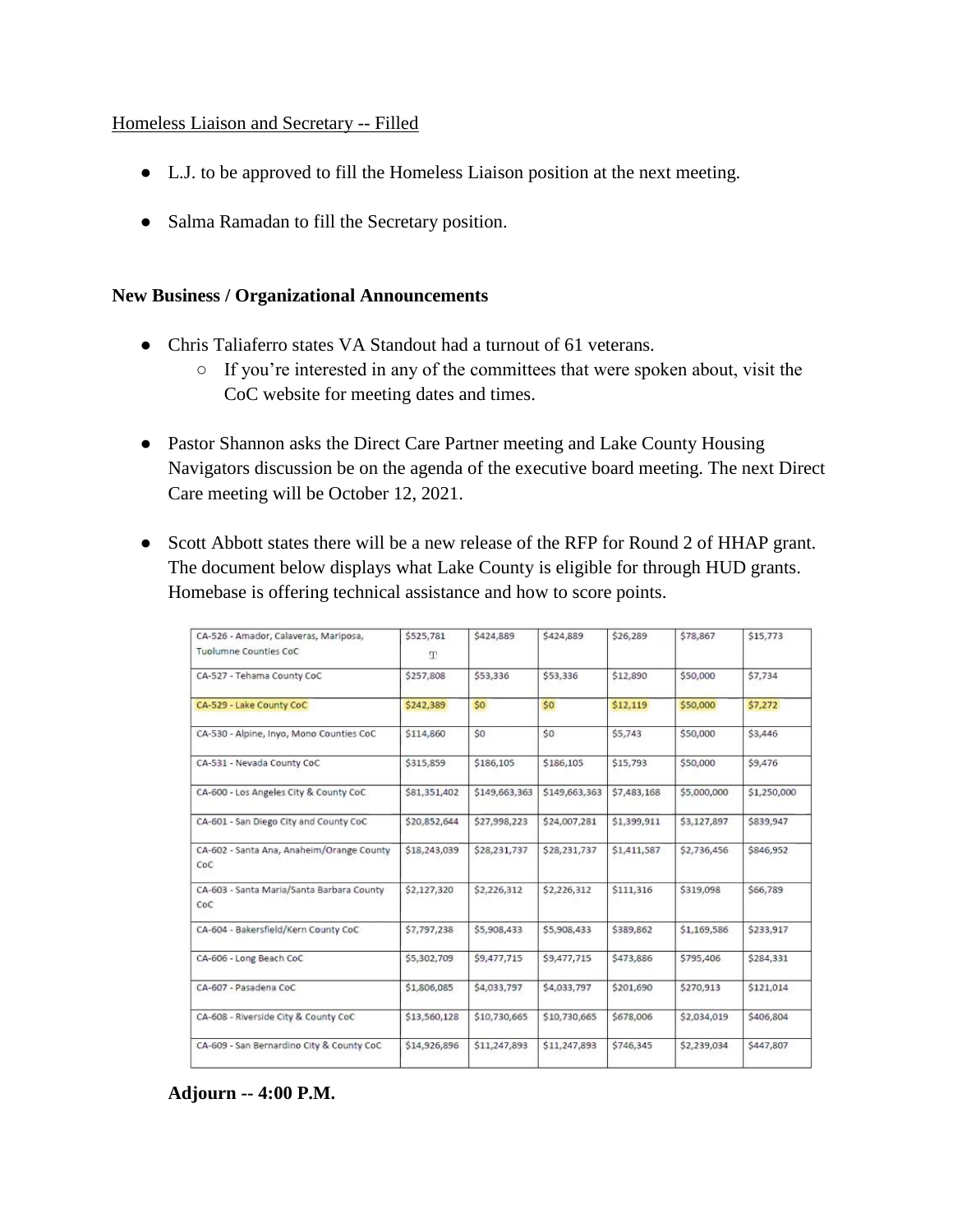Homeless Liaison and Secretary -- Filled

- L.J. to be approved to fill the Homeless Liaison position at the next meeting.
- Salma Ramadan to fill the Secretary position.

**New Business / Organizational Announcements**

- Chris Taliaferro states VA Standout had a turnout of 61 veterans.
  - If you're interested in any of the committees that were spoken about, visit the CoC website for meeting dates and times.
- Pastor Shannon asks the Direct Care Partner meeting and Lake County Housing Navigators discussion be on the agenda of the executive board meeting. The next Direct Care meeting will be October 12, 2021.
- Scott Abbott states there will be a new release of the RFP for Round 2 of HHAP grant. The document below displays what Lake County is eligible for through HUD grants. Homebase is offering technical assistance and how to score points.

| | | | | | | |
|---|---|---|---|---|---|---|
| CA-526 - Amador, Calaveras, Mariposa, Tuolumne Counties CoC | $525,781 | $424,889 | $424,889 | $26,289 | $78,867 | $15,773 |
| CA-527 - Tehama County CoC | $257,808 | $53,336 | $53,336 | $12,890 | $50,000 | $7,734 |
| CA-529 - Lake County CoC | $242,389 | $0 | $0 | $12,119 | $50,000 | $7,272 |
| CA-530 - Alpine, Inyo, Mono Counties CoC | $114,860 | $0 | $0 | $5,743 | $50,000 | $3,446 |
| CA-531 - Nevada County CoC | $315,859 | $186,105 | $186,105 | $15,793 | $50,000 | $9,476 |
| CA-600 - Los Angeles City & County CoC | $81,351,402 | $149,663,363 | $149,663,363 | $7,483,168 | $5,000,000 | $1,250,000 |
| CA-601 - San Diego City and County CoC | $20,852,644 | $27,998,223 | $24,007,281 | $1,399,911 | $3,127,897 | $839,947 |
| CA-602 - Santa Ana, Anaheim/Orange County CoC | $18,243,039 | $28,231,737 | $28,231,737 | $1,411,587 | $2,736,456 | $846,952 |
| CA-603 - Santa Maria/Santa Barbara County CoC | $2,127,320 | $2,226,312 | $2,226,312 | $111,316 | $319,098 | $66,789 |
| CA-604 - Bakersfield/Kern County CoC | $7,797,238 | $5,908,433 | $5,908,433 | $389,862 | $1,169,586 | $233,917 |
| CA-606 - Long Beach CoC | $5,302,709 | $9,477,715 | $9,477,715 | $473,886 | $795,406 | $284,331 |
| CA-607 - Pasadena CoC | $1,806,085 | $4,033,797 | $4,033,797 | $201,690 | $270,913 | $121,014 |
| CA-608 - Riverside City & County CoC | $13,560,128 | $10,730,665 | $10,730,665 | $678,006 | $2,034,019 | $406,804 |
| CA-609 - San Bernardino City & County CoC | $14,926,896 | $11,247,893 | $11,247,893 | $746,345 | $2,239,034 | $447,807 |

**Adjourn -- 4:00 P.M.**